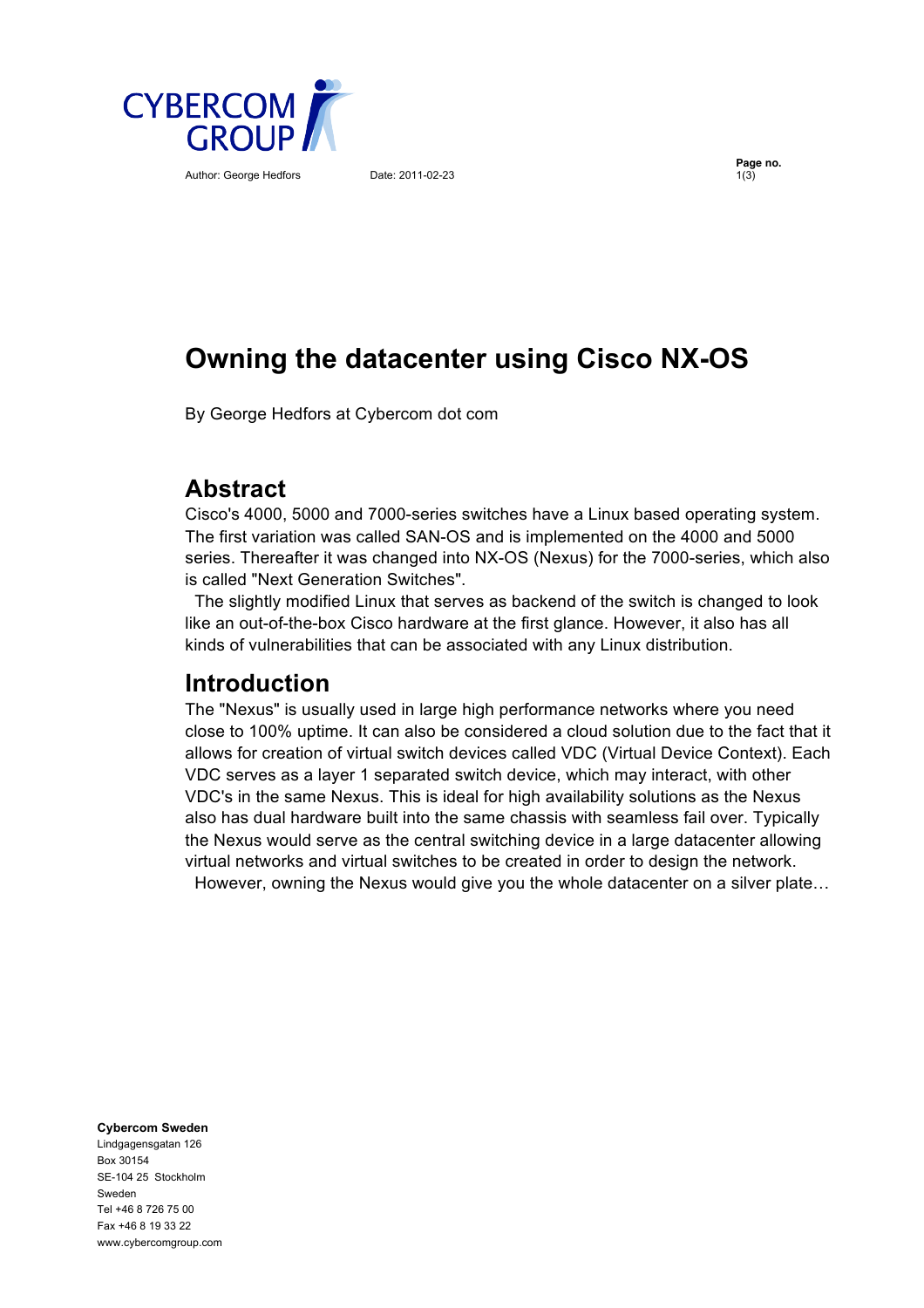# Owning the datacenter using Cisco NX-OS

By George Hedfors at Cybercom dot com

## Abstract

Cisco's 4000, 5000 and 7000-series switches have a Linux based operating system. The first variation was called SAN-OS and is implemented on the 4000 and 5000 series. Thereafter it was changed into NX-OS (Nexus) for the 7000-series, which also is called "Next Generation Switches".

The slightly modified Linux that serves as backend of the switch is changed to look like an out-of-the-box Cisco hardware at the first glance. However, it also has all kinds of vulnerabilities that can be associated with any Linux distribution.

## Introduction

The "Nexus" is usually used in large high performance networks where you need close to 100% uptime. It can also be considered a cloud solution due to the fact that it allows for creation of virtual switch devices called VDC (Virtual Device Context). Each VDC serves as a layer 1 separated switch device, which may interact, with other VDC's in the same Nexus. This is ideal for high availability solutions as the Nexus also has dual hardware built into the same chassis with seamless fail over. Typically the Nexus would serve as the central switching device in a large datacenter allowing virtual networks and virtual switches to be created in order to design the network.

However, owning the Nexus would give you the whole datacenter on a silver plate…

**Cybercom Sweden**
Lindgagensgatan 126
Box 30154
SE-104 25 Stockholm
Sweden
Tel +46 8 726 75 00
Fax +46 8 19 33 22
www.cybercomgroup.com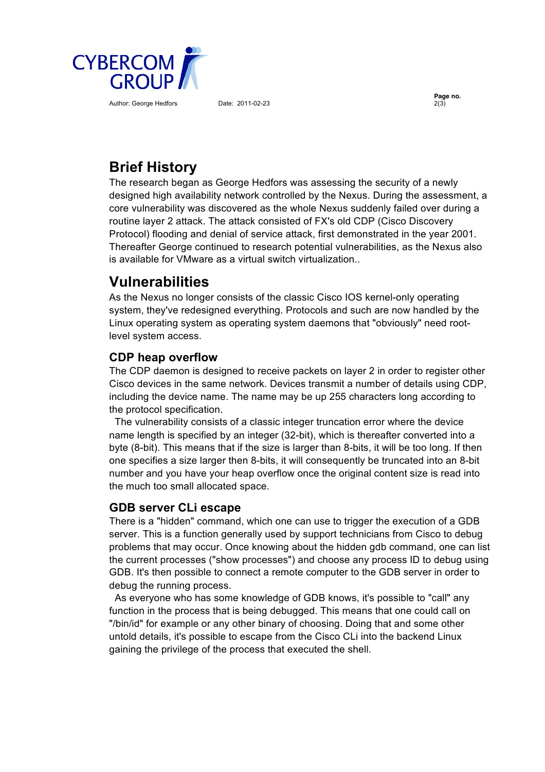## Brief History

The research began as George Hedfors was assessing the security of a newly designed high availability network controlled by the Nexus. During the assessment, a core vulnerability was discovered as the whole Nexus suddenly failed over during a routine layer 2 attack. The attack consisted of FX's old CDP (Cisco Discovery Protocol) flooding and denial of service attack, first demonstrated in the year 2001. Thereafter George continued to research potential vulnerabilities, as the Nexus also is available for VMware as a virtual switch virtualization..

## Vulnerabilities

As the Nexus no longer consists of the classic Cisco IOS kernel-only operating system, they've redesigned everything. Protocols and such are now handled by the Linux operating system as operating system daemons that "obviously" need root-level system access.

### CDP heap overflow

The CDP daemon is designed to receive packets on layer 2 in order to register other Cisco devices in the same network. Devices transmit a number of details using CDP, including the device name. The name may be up 255 characters long according to the protocol specification.

The vulnerability consists of a classic integer truncation error where the device name length is specified by an integer (32-bit), which is thereafter converted into a byte (8-bit). This means that if the size is larger than 8-bits, it will be too long. If then one specifies a size larger then 8-bits, it will consequently be truncated into an 8-bit number and you have your heap overflow once the original content size is read into the much too small allocated space.

### GDB server CLi escape

There is a "hidden" command, which one can use to trigger the execution of a GDB server. This is a function generally used by support technicians from Cisco to debug problems that may occur. Once knowing about the hidden gdb command, one can list the current processes ("show processes") and choose any process ID to debug using GDB. It's then possible to connect a remote computer to the GDB server in order to debug the running process.

As everyone who has some knowledge of GDB knows, it's possible to "call" any function in the process that is being debugged. This means that one could call on "/bin/id" for example or any other binary of choosing. Doing that and some other untold details, it's possible to escape from the Cisco CLi into the backend Linux gaining the privilege of the process that executed the shell.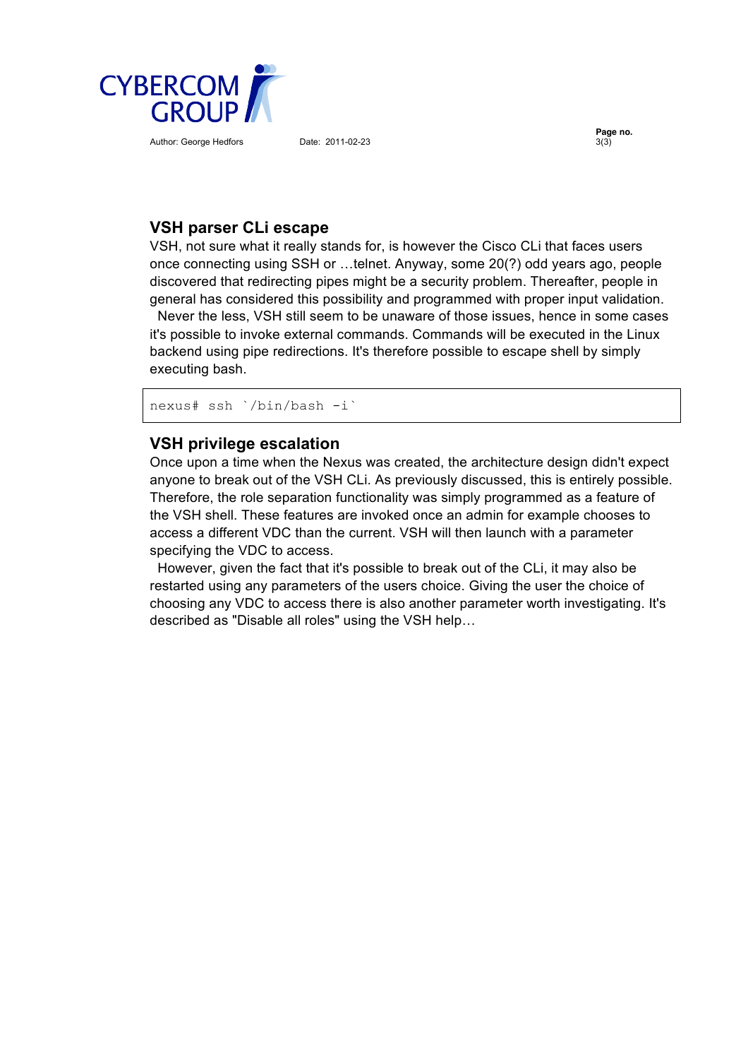## VSH parser CLi escape

VSH, not sure what it really stands for, is however the Cisco CLi that faces users once connecting using SSH or …telnet. Anyway, some 20(?) odd years ago, people discovered that redirecting pipes might be a security problem. Thereafter, people in general has considered this possibility and programmed with proper input validation.

Never the less, VSH still seem to be unaware of those issues, hence in some cases it's possible to invoke external commands. Commands will be executed in the Linux backend using pipe redirections. It's therefore possible to escape shell by simply executing bash.

```
nexus# ssh `/bin/bash -i`
```

## VSH privilege escalation

Once upon a time when the Nexus was created, the architecture design didn't expect anyone to break out of the VSH CLi. As previously discussed, this is entirely possible. Therefore, the role separation functionality was simply programmed as a feature of the VSH shell. These features are invoked once an admin for example chooses to access a different VDC than the current. VSH will then launch with a parameter specifying the VDC to access.

However, given the fact that it's possible to break out of the CLi, it may also be restarted using any parameters of the users choice. Giving the user the choice of choosing any VDC to access there is also another parameter worth investigating. It's described as "Disable all roles" using the VSH help…